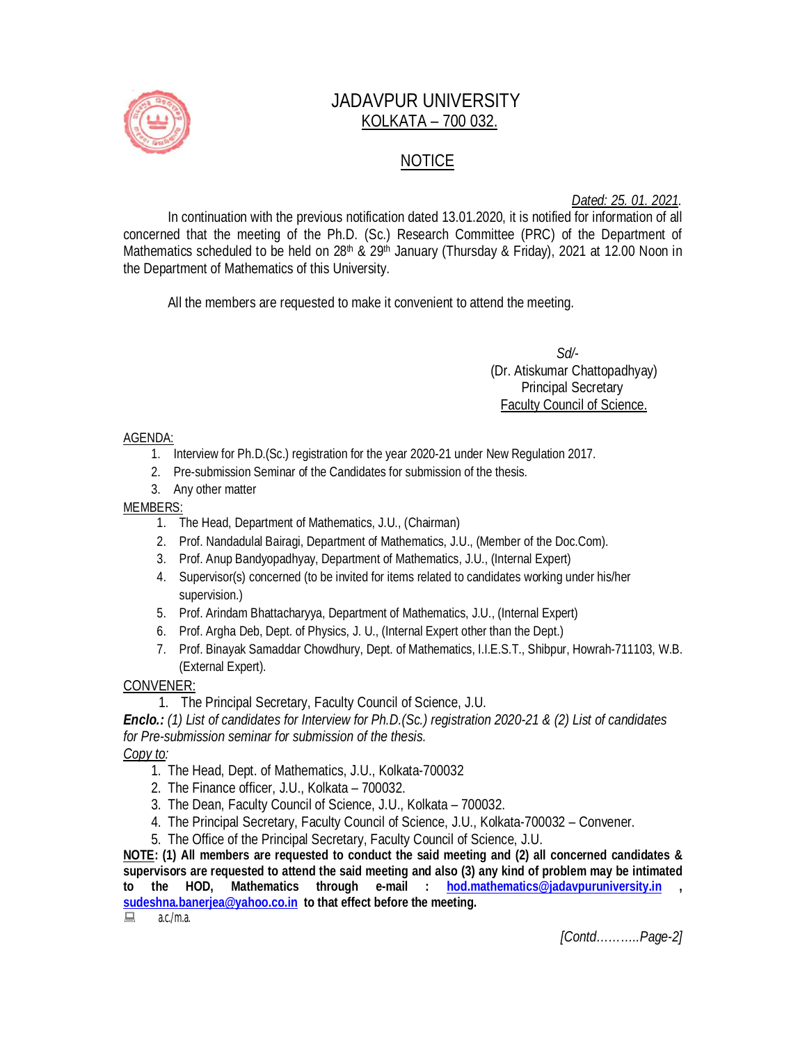# JADAVPUR UNIVERSITY
## KOLKATA – 700 032.

## NOTICE

*Dated: 25. 01. 2021.*

In continuation with the previous notification dated 13.01.2020, it is notified for information of all concerned that the meeting of the Ph.D. (Sc.) Research Committee (PRC) of the Department of Mathematics scheduled to be held on 28th & 29th January (Thursday & Friday), 2021 at 12.00 Noon in the Department of Mathematics of this University.

All the members are requested to make it convenient to attend the meeting.

*Sd/-*
(Dr. Atiskumar Chattopadhyay)
Principal Secretary
Faculty Council of Science.

AGENDA:

1. Interview for Ph.D.(Sc.) registration for the year 2020-21 under New Regulation 2017.
2. Pre-submission Seminar of the Candidates for submission of the thesis.
3. Any other matter

MEMBERS:

1. The Head, Department of Mathematics, J.U., (Chairman)
2. Prof. Nandadulal Bairagi, Department of Mathematics, J.U., (Member of the Doc.Com).
3. Prof. Anup Bandyopadhyay, Department of Mathematics, J.U., (Internal Expert)
4. Supervisor(s) concerned (to be invited for items related to candidates working under his/her supervision.)
5. Prof. Arindam Bhattacharyya, Department of Mathematics, J.U., (Internal Expert)
6. Prof. Argha Deb, Dept. of Physics, J. U., (Internal Expert other than the Dept.)
7. Prof. Binayak Samaddar Chowdhury, Dept. of Mathematics, I.I.E.S.T., Shibpur, Howrah-711103, W.B. (External Expert).

CONVENER:

1. The Principal Secretary, Faculty Council of Science, J.U.

***Enclo.:*** *(1) List of candidates for Interview for Ph.D.(Sc.) registration 2020-21 & (2) List of candidates for Pre-submission seminar for submission of the thesis.*

*Copy to:*

1. The Head, Dept. of Mathematics, J.U., Kolkata-700032
2. The Finance officer, J.U., Kolkata – 700032.
3. The Dean, Faculty Council of Science, J.U., Kolkata – 700032.
4. The Principal Secretary, Faculty Council of Science, J.U., Kolkata-700032 – Convener.
5. The Office of the Principal Secretary, Faculty Council of Science, J.U.

**NOTE: (1) All members are requested to conduct the said meeting and (2) all concerned candidates & supervisors are requested to attend the said meeting and also (3) any kind of problem may be intimated to the HOD, Mathematics through e-mail : hod.mathematics@jadavpuruniversity.in , sudeshna.banerjea@yahoo.co.in to that effect before the meeting.**

a.c./m.a.

*[Contd……….Page-2]*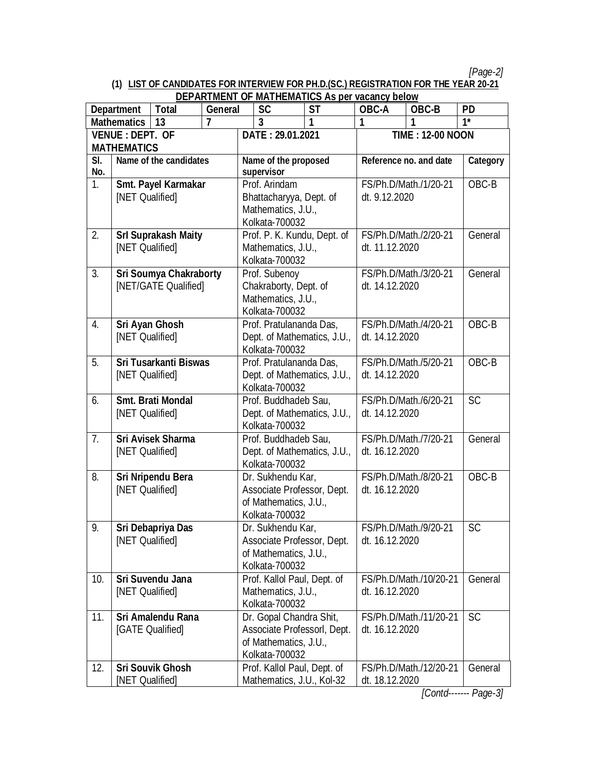### (1) LIST OF CANDIDATES FOR INTERVIEW FOR PH.D.(SC.) REGISTRATION FOR THE YEAR 20-21 DEPARTMENT OF MATHEMATICS As per vacancy below

| Department | Total | General | SC | ST | OBC-A | OBC-B | PD |
|---|---|---|---|---|---|---|---|
| Mathematics | 13 | 7 | 3 | 1 | 1 | 1 | 1* |

| VENUE : DEPT. OF MATHEMATICS | DATE : 29.01.2021 | TIME : 12-00 NOON |
|---|---|---|

| Sl. No. | Name of the candidates | Name of the proposed supervisor | Reference no. and date | Category |
|---|---|---|---|---|
| 1. | **Smt. Payel Karmakar** [NET Qualified] | Prof. Arindam Bhattacharyya, Dept. of Mathematics, J.U., Kolkata-700032 | FS/Ph.D/Math./1/20-21 dt. 9.12.2020 | OBC-B |
| 2. | **Srl Suprakash Maity** [NET Qualified] | Prof. P. K. Kundu, Dept. of Mathematics, J.U., Kolkata-700032 | FS/Ph.D/Math./2/20-21 dt. 11.12.2020 | General |
| 3. | **Sri Soumya Chakraborty** [NET/GATE Qualified] | Prof. Subenoy Chakraborty, Dept. of Mathematics, J.U., Kolkata-700032 | FS/Ph.D/Math./3/20-21 dt. 14.12.2020 | General |
| 4. | **Sri Ayan Ghosh** [NET Qualified] | Prof. Pratulananda Das, Dept. of Mathematics, J.U., Kolkata-700032 | FS/Ph.D/Math./4/20-21 dt. 14.12.2020 | OBC-B |
| 5. | **Sri Tusarkanti Biswas** [NET Qualified] | Prof. Pratulananda Das, Dept. of Mathematics, J.U., Kolkata-700032 | FS/Ph.D/Math./5/20-21 dt. 14.12.2020 | OBC-B |
| 6. | **Smt. Brati Mondal** [NET Qualified] | Prof. Buddhadeb Sau, Dept. of Mathematics, J.U., Kolkata-700032 | FS/Ph.D/Math./6/20-21 dt. 14.12.2020 | SC |
| 7. | **Sri Avisek Sharma** [NET Qualified] | Prof. Buddhadeb Sau, Dept. of Mathematics, J.U., Kolkata-700032 | FS/Ph.D/Math./7/20-21 dt. 16.12.2020 | General |
| 8. | **Sri Nripendu Bera** [NET Qualified] | Dr. Sukhendu Kar, Associate Professor, Dept. of Mathematics, J.U., Kolkata-700032 | FS/Ph.D/Math./8/20-21 dt. 16.12.2020 | OBC-B |
| 9. | **Sri Debapriya Das** [NET Qualified] | Dr. Sukhendu Kar, Associate Professor, Dept. of Mathematics, J.U., Kolkata-700032 | FS/Ph.D/Math./9/20-21 dt. 16.12.2020 | SC |
| 10. | **Sri Suvendu Jana** [NET Qualified] | Prof. Kallol Paul, Dept. of Mathematics, J.U., Kolkata-700032 | FS/Ph.D/Math./10/20-21 dt. 16.12.2020 | General |
| 11. | **Sri Amalendu Rana** [GATE Qualified] | Dr. Gopal Chandra Shit, Associate Professorl, Dept. of Mathematics, J.U., Kolkata-700032 | FS/Ph.D/Math./11/20-21 dt. 16.12.2020 | SC |
| 12. | **Sri Souvik Ghosh** [NET Qualified] | Prof. Kallol Paul, Dept. of Mathematics, J.U., Kol-32 | FS/Ph.D/Math./12/20-21 dt. 18.12.2020 | General |

*[Contd------- Page-3]*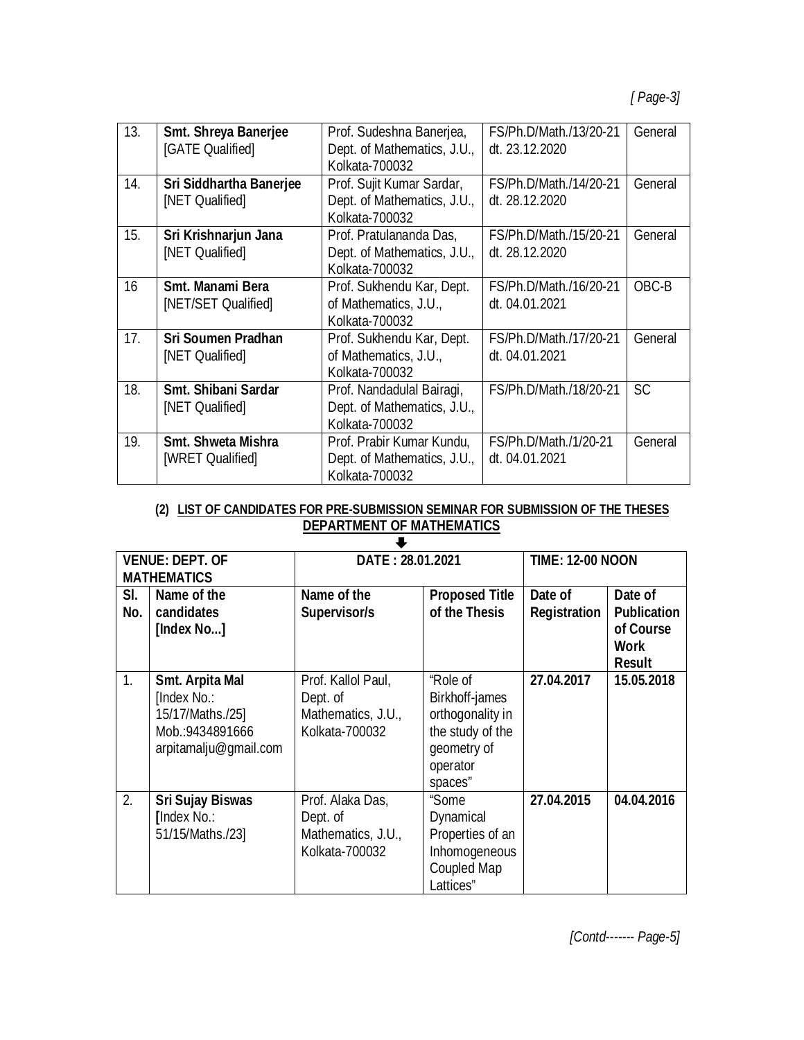| 13. | **Smt. Shreya Banerjee** [GATE Qualified] | Prof. Sudeshna Banerjea, Dept. of Mathematics, J.U., Kolkata-700032 | FS/Ph.D/Math./13/20-21 dt. 23.12.2020 | General |
|---|---|---|---|---|
| 14. | **Sri Siddhartha Banerjee** [NET Qualified] | Prof. Sujit Kumar Sardar, Dept. of Mathematics, J.U., Kolkata-700032 | FS/Ph.D/Math./14/20-21 dt. 28.12.2020 | General |
| 15. | **Sri Krishnarjun Jana** [NET Qualified] | Prof. Pratulananda Das, Dept. of Mathematics, J.U., Kolkata-700032 | FS/Ph.D/Math./15/20-21 dt. 28.12.2020 | General |
| 16 | **Smt. Manami Bera** [NET/SET Qualified] | Prof. Sukhendu Kar, Dept. of Mathematics, J.U., Kolkata-700032 | FS/Ph.D/Math./16/20-21 dt. 04.01.2021 | OBC-B |
| 17. | **Sri Soumen Pradhan** [NET Qualified] | Prof. Sukhendu Kar, Dept. of Mathematics, J.U., Kolkata-700032 | FS/Ph.D/Math./17/20-21 dt. 04.01.2021 | General |
| 18. | **Smt. Shibani Sardar** [NET Qualified] | Prof. Nandadulal Bairagi, Dept. of Mathematics, J.U., Kolkata-700032 | FS/Ph.D/Math./18/20-21 | SC |
| 19. | **Smt. Shweta Mishra** [WRET Qualified] | Prof. Prabir Kumar Kundu, Dept. of Mathematics, J.U., Kolkata-700032 | FS/Ph.D/Math./1/20-21 dt. 04.01.2021 | General |

**(2) LIST OF CANDIDATES FOR PRE-SUBMISSION SEMINAR FOR SUBMISSION OF THE THESES DEPARTMENT OF MATHEMATICS**

| **VENUE: DEPT. OF MATHEMATICS** | | **DATE : 28.01.2021** | | **TIME: 12-00 NOON** | |
|---|---|---|---|---|---|
| **Sl. No.** | **Name of the candidates [Index No...]** | **Name of the Supervisor/s** | **Proposed Title of the Thesis** | **Date of Registration** | **Date of Publication of Course Work Result** |
| 1. | **Smt. Arpita Mal** [Index No.: 15/17/Maths./25] Mob.:9434891666 arpitamalju@gmail.com | Prof. Kallol Paul, Dept. of Mathematics, J.U., Kolkata-700032 | "Role of Birkhoff-james orthogonality in the study of the geometry of operator spaces" | **27.04.2017** | **15.05.2018** |
| 2. | **Sri Sujay Biswas** [Index No.: 51/15/Maths./23] | Prof. Alaka Das, Dept. of Mathematics, J.U., Kolkata-700032 | "Some Dynamical Properties of an Inhomogeneous Coupled Map Lattices" | **27.04.2015** | **04.04.2016** |

*[Contd------- Page-5]*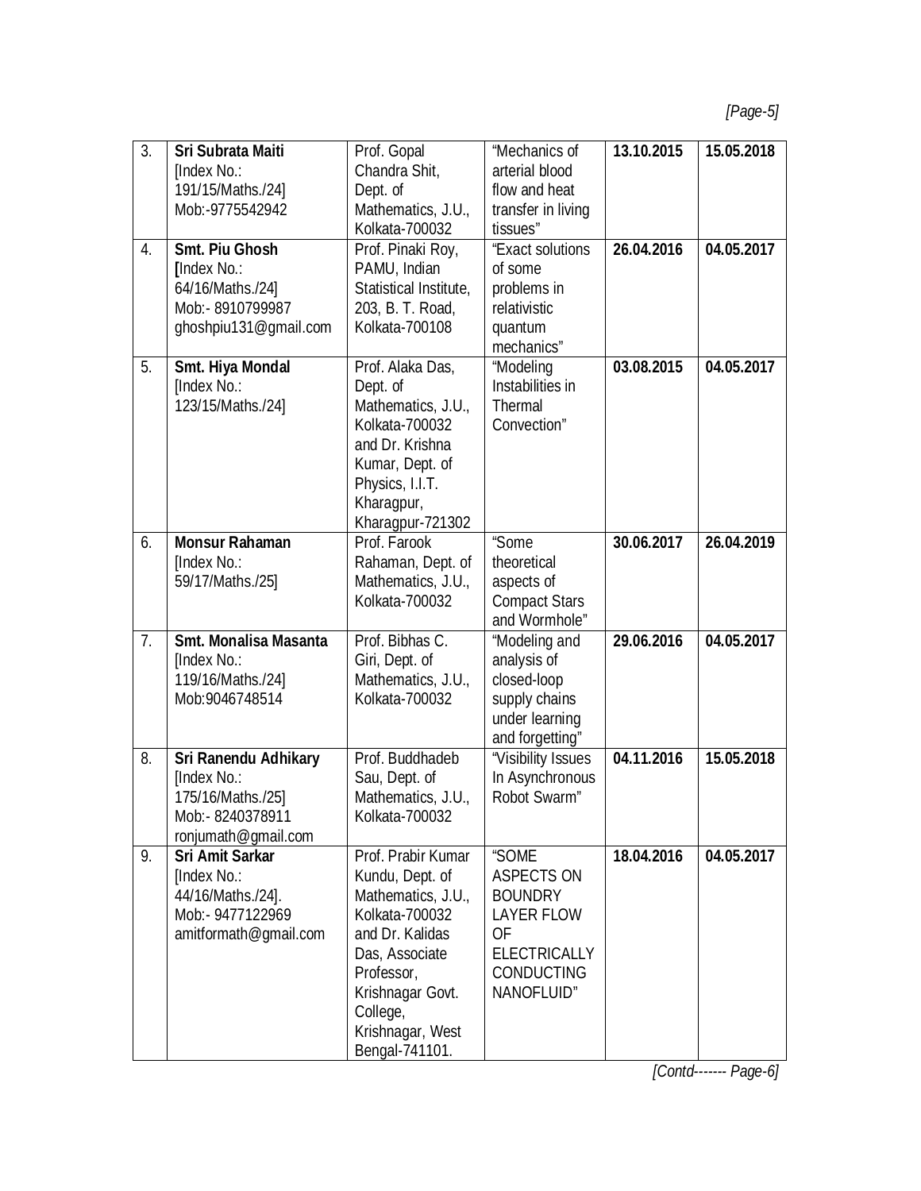| | | | | | |
|---|---|---|---|---|---|
| 3. | **Sri Subrata Maiti** [Index No.: 191/15/Maths./24] Mob:-9775542942 | Prof. Gopal Chandra Shit, Dept. of Mathematics, J.U., Kolkata-700032 | "Mechanics of arterial blood flow and heat transfer in living tissues" | **13.10.2015** | **15.05.2018** |
| 4. | **Smt. Piu Ghosh** [Index No.: 64/16/Maths./24] Mob:- 8910799987 ghoshpiu131@gmail.com | Prof. Pinaki Roy, PAMU, Indian Statistical Institute, 203, B. T. Road, Kolkata-700108 | "Exact solutions of some problems in relativistic quantum mechanics" | **26.04.2016** | **04.05.2017** |
| 5. | **Smt. Hiya Mondal** [Index No.: 123/15/Maths./24] | Prof. Alaka Das, Dept. of Mathematics, J.U., Kolkata-700032 and Dr. Krishna Kumar, Dept. of Physics, I.I.T. Kharagpur, Kharagpur-721302 | "Modeling Instabilities in Thermal Convection" | **03.08.2015** | **04.05.2017** |
| 6. | **Monsur Rahaman** [Index No.: 59/17/Maths./25] | Prof. Farook Rahaman, Dept. of Mathematics, J.U., Kolkata-700032 | "Some theoretical aspects of Compact Stars and Wormhole" | **30.06.2017** | **26.04.2019** |
| 7. | **Smt. Monalisa Masanta** [Index No.: 119/16/Maths./24] Mob:9046748514 | Prof. Bibhas C. Giri, Dept. of Mathematics, J.U., Kolkata-700032 | "Modeling and analysis of closed-loop supply chains under learning and forgetting" | **29.06.2016** | **04.05.2017** |
| 8. | **Sri Ranendu Adhikary** [Index No.: 175/16/Maths./25] Mob:- 8240378911 ronjumath@gmail.com | Prof. Buddhadeb Sau, Dept. of Mathematics, J.U., Kolkata-700032 | "Visibility Issues In Asynchronous Robot Swarm" | **04.11.2016** | **15.05.2018** |
| 9. | **Sri Amit Sarkar** [Index No.: 44/16/Maths./24]. Mob:- 9477122969 amitformath@gmail.com | Prof. Prabir Kumar Kundu, Dept. of Mathematics, J.U., Kolkata-700032 and Dr. Kalidas Das, Associate Professor, Krishnagar Govt. College, Krishnagar, West Bengal-741101. | "SOME ASPECTS ON BOUNDRY LAYER FLOW OF ELECTRICALLY CONDUCTING NANOFLUID" | **18.04.2016** | **04.05.2017** |

*[Contd------- Page-6]*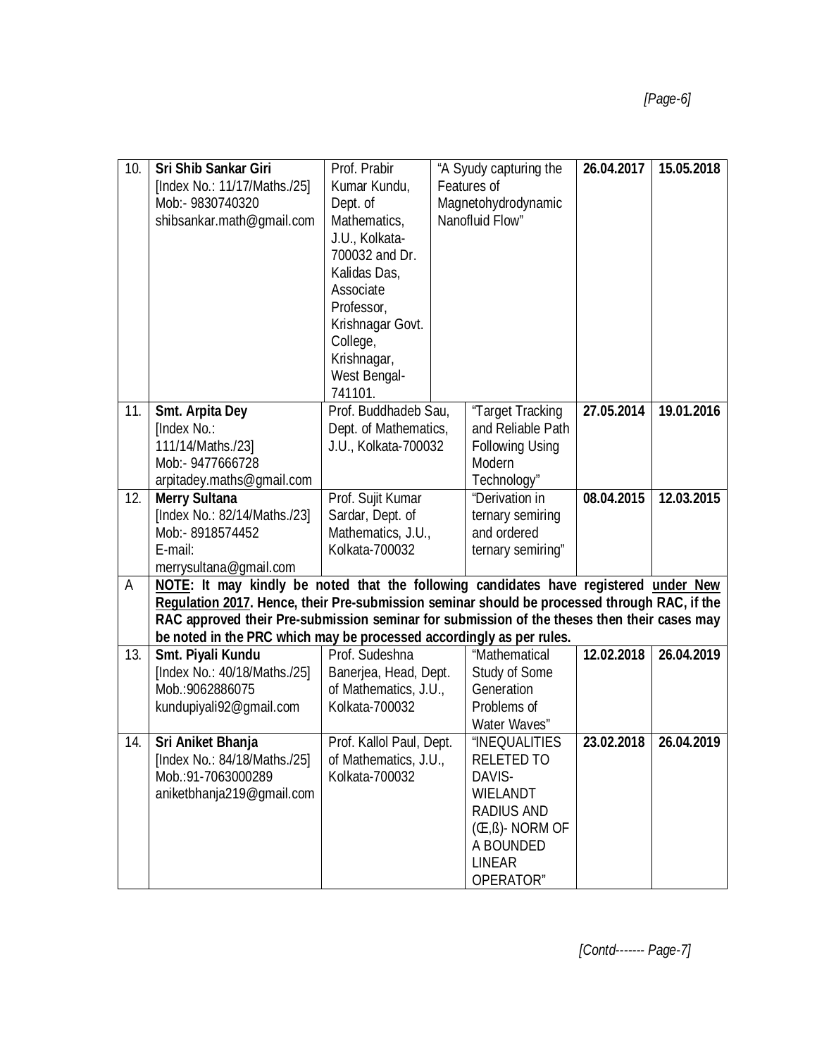| 10. | **Sri Shib Sankar Giri** [Index No.: 11/17/Maths./25] Mob:- 9830740320 shibsankar.math@gmail.com | Prof. Prabir Kumar Kundu, Dept. of Mathematics, J.U., Kolkata-700032 and Dr. Kalidas Das, Associate Professor, Krishnagar Govt. College, Krishnagar, West Bengal-741101. | "A Syudy capturing the Features of Magnetohydrodynamic Nanofluid Flow" | **26.04.2017** | **15.05.2018** |
|---|---|---|---|---|---|
| 11. | **Smt. Arpita Dey** [Index No.: 111/14/Maths./23] Mob:- 9477666728 arpitadey.maths@gmail.com | Prof. Buddhadeb Sau, Dept. of Mathematics, J.U., Kolkata-700032 | "Target Tracking and Reliable Path Following Using Modern Technology" | **27.05.2014** | **19.01.2016** |
| 12. | **Merry Sultana** [Index No.: 82/14/Maths./23] Mob:- 8918574452 E-mail: merrysultana@gmail.com | Prof. Sujit Kumar Sardar, Dept. of Mathematics, J.U., Kolkata-700032 | "Derivation in ternary semiring and ordered ternary semiring" | **08.04.2015** | **12.03.2015** |
| A | **<u>NOTE</u>: It may kindly be noted that the following candidates have registered <u>under New Regulation 2017</u>. Hence, their Pre-submission seminar should be processed through RAC, if the RAC approved their Pre-submission seminar for submission of the theses then their cases may be noted in the PRC which may be processed accordingly as per rules.** | | | | |
| 13. | **Smt. Piyali Kundu** [Index No.: 40/18/Maths./25] Mob.:9062886075 kundupiyali92@gmail.com | Prof. Sudeshna Banerjea, Head, Dept. of Mathematics, J.U., Kolkata-700032 | "Mathematical Study of Some Generation Problems of Water Waves" | **12.02.2018** | **26.04.2019** |
| 14. | **Sri Aniket Bhanja** [Index No.: 84/18/Maths./25] Mob.:91-7063000289 aniketbhanja219@gmail.com | Prof. Kallol Paul, Dept. of Mathematics, J.U., Kolkata-700032 | "INEQUALITIES RELETED TO DAVIS-WIELANDT RADIUS AND (Œ,ß)- NORM OF A BOUNDED LINEAR OPERATOR" | **23.02.2018** | **26.04.2019** |

*[Contd------- Page-7]*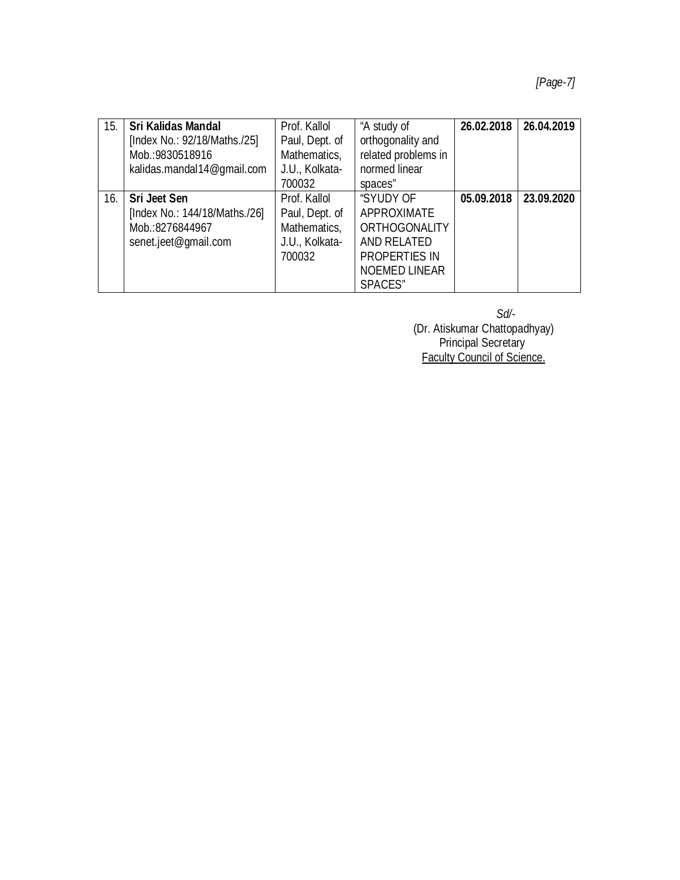| | | | | | |
|---|---|---|---|---|---|
| 15. | **Sri Kalidas Mandal** [Index No.: 92/18/Maths./25] Mob.:9830518916 kalidas.mandal14@gmail.com | Prof. Kallol Paul, Dept. of Mathematics, J.U., Kolkata-700032 | "A study of orthogonality and related problems in normed linear spaces" | **26.02.2018** | **26.04.2019** |
| 16. | **Sri Jeet Sen** [Index No.: 144/18/Maths./26] Mob.:8276844967 senet.jeet@gmail.com | Prof. Kallol Paul, Dept. of Mathematics, J.U., Kolkata-700032 | "SYUDY OF APPROXIMATE ORTHOGONALITY AND RELATED PROPERTIES IN NOEMED LINEAR SPACES" | **05.09.2018** | **23.09.2020** |

*Sd/-*
(Dr. Atiskumar Chattopadhyay)
Principal Secretary
Faculty Council of Science.